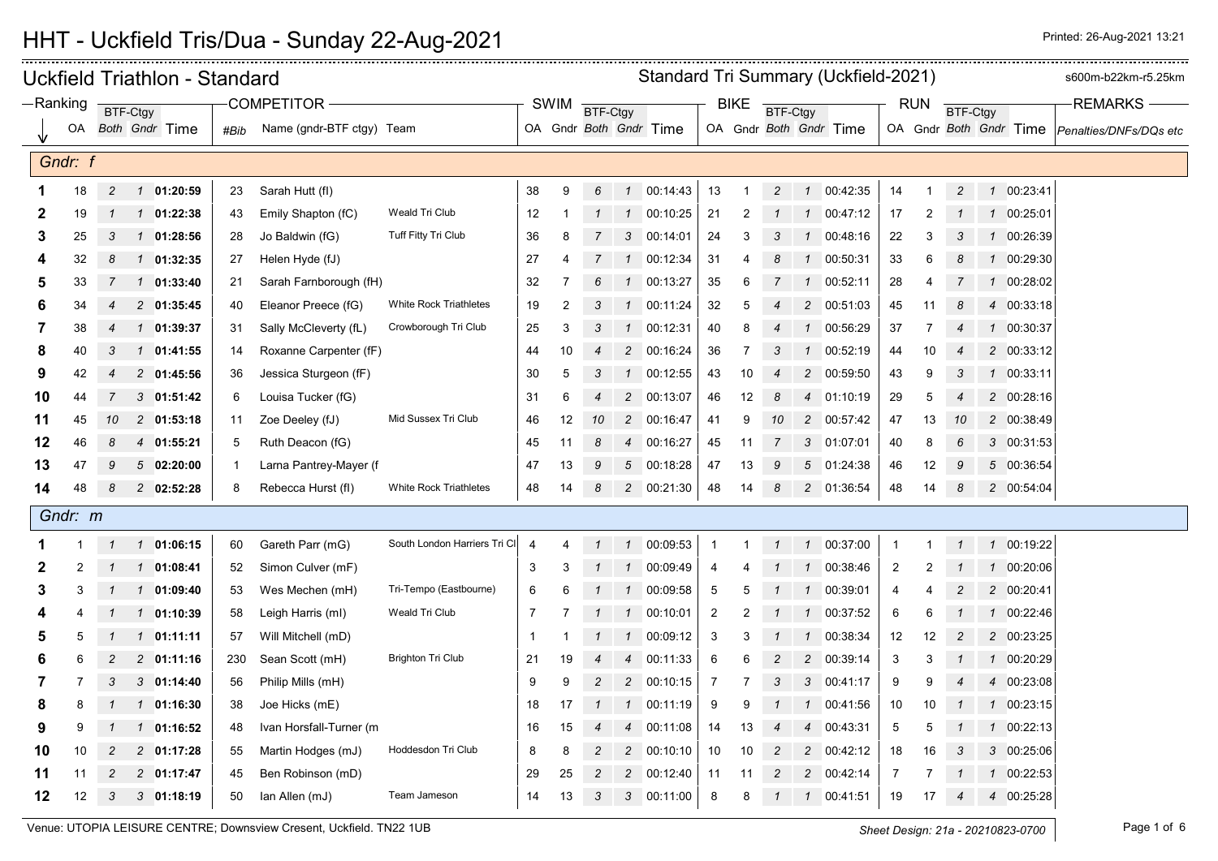# HHT - Uckfield Tris/Dua - Sunday 22-Aug-2021

Printed: 26-Aug-2021 13:21

## Uckfield Triathlon - Standard

Standard Tri Summary (Uckfield-2021) — s600m-b22km-r5.25km

| Ranking | | BTF-Ctgy | | | COMPETITOR | | | SWIM | | BTF-Ctgy | | | BIKE | | BTF-Ctgy | | | RUN | | BTF-Ctgy | | | REMARKS |
|---|---|---|---|---|---|---|---|---|---|---|---|---|---|---|---|---|---|---|---|---|---|---|---|
| | OA | Both | Gndr | Time | #Bib | Name (gndr-BTF ctgy) | Team | OA | Gndr | Both | Gndr | Time | OA | Gndr | Both | Gndr | Time | OA | Gndr | Both | Gndr | Time | Penalties/DNFs/DQs etc |
| **Gndr: f** | | | | | | | | | | | | | | | | | | | | | | | |
| 1 | 18 | 2 | 1 | 01:20:59 | 23 | Sarah Hutt (fI) | | 38 | 9 | 6 | 1 | 00:14:43 | 13 | 1 | 2 | 1 | 00:42:35 | 14 | 1 | 2 | 1 | 00:23:41 | |
| 2 | 19 | 1 | 1 | 01:22:38 | 43 | Emily Shapton (fC) | Weald Tri Club | 12 | 1 | 1 | 1 | 00:10:25 | 21 | 2 | 1 | 1 | 00:47:12 | 17 | 2 | 1 | 1 | 00:25:01 | |
| 3 | 25 | 3 | 1 | 01:28:56 | 28 | Jo Baldwin (fG) | Tuff Fitty Tri Club | 36 | 8 | 7 | 3 | 00:14:01 | 24 | 3 | 3 | 1 | 00:48:16 | 22 | 3 | 3 | 1 | 00:26:39 | |
| 4 | 32 | 8 | 1 | 01:32:35 | 27 | Helen Hyde (fJ) | | 27 | 4 | 7 | 1 | 00:12:34 | 31 | 4 | 8 | 1 | 00:50:31 | 33 | 6 | 8 | 1 | 00:29:30 | |
| 5 | 33 | 7 | 1 | 01:33:40 | 21 | Sarah Farnborough (fH) | | 32 | 7 | 6 | 1 | 00:13:27 | 35 | 6 | 7 | 1 | 00:52:11 | 28 | 4 | 7 | 1 | 00:28:02 | |
| 6 | 34 | 4 | 2 | 01:35:45 | 40 | Eleanor Preece (fG) | White Rock Triathletes | 19 | 2 | 3 | 1 | 00:11:24 | 32 | 5 | 4 | 2 | 00:51:03 | 45 | 11 | 8 | 4 | 00:33:18 | |
| 7 | 38 | 4 | 1 | 01:39:37 | 31 | Sally McCleverty (fL) | Crowborough Tri Club | 25 | 3 | 3 | 1 | 00:12:31 | 40 | 8 | 4 | 1 | 00:56:29 | 37 | 7 | 4 | 1 | 00:30:37 | |
| 8 | 40 | 3 | 1 | 01:41:55 | 14 | Roxanne Carpenter (fF) | | 44 | 10 | 4 | 2 | 00:16:24 | 36 | 7 | 3 | 1 | 00:52:19 | 44 | 10 | 4 | 2 | 00:33:12 | |
| 9 | 42 | 4 | 2 | 01:45:56 | 36 | Jessica Sturgeon (fF) | | 30 | 5 | 3 | 1 | 00:12:55 | 43 | 10 | 4 | 2 | 00:59:50 | 43 | 9 | 3 | 1 | 00:33:11 | |
| 10 | 44 | 7 | 3 | 01:51:42 | 6 | Louisa Tucker (fG) | | 31 | 6 | 4 | 2 | 00:13:07 | 46 | 12 | 8 | 4 | 01:10:19 | 29 | 5 | 4 | 2 | 00:28:16 | |
| 11 | 45 | 10 | 2 | 01:53:18 | 11 | Zoe Deeley (fJ) | Mid Sussex Tri Club | 46 | 12 | 10 | 2 | 00:16:47 | 41 | 9 | 10 | 2 | 00:57:42 | 47 | 13 | 10 | 2 | 00:38:49 | |
| 12 | 46 | 8 | 4 | 01:55:21 | 5 | Ruth Deacon (fG) | | 45 | 11 | 8 | 4 | 00:16:27 | 45 | 11 | 7 | 3 | 01:07:01 | 40 | 8 | 6 | 3 | 00:31:53 | |
| 13 | 47 | 9 | 5 | 02:20:00 | 1 | Larna Pantrey-Mayer (f | | 47 | 13 | 9 | 5 | 00:18:28 | 47 | 13 | 9 | 5 | 01:24:38 | 46 | 12 | 9 | 5 | 00:36:54 | |
| 14 | 48 | 8 | 2 | 02:52:28 | 8 | Rebecca Hurst (fI) | White Rock Triathletes | 48 | 14 | 8 | 2 | 00:21:30 | 48 | 14 | 8 | 2 | 01:36:54 | 48 | 14 | 8 | 2 | 00:54:04 | |
| **Gndr: m** | | | | | | | | | | | | | | | | | | | | | | | |
| 1 | 1 | 1 | 1 | 01:06:15 | 60 | Gareth Parr (mG) | South London Harriers Tri Cl | 4 | 4 | 1 | 1 | 00:09:53 | 1 | 1 | 1 | 1 | 00:37:00 | 1 | 1 | 1 | 1 | 00:19:22 | |
| 2 | 2 | 1 | 1 | 01:08:41 | 52 | Simon Culver (mF) | | 3 | 3 | 1 | 1 | 00:09:49 | 4 | 4 | 1 | 1 | 00:38:46 | 2 | 2 | 1 | 1 | 00:20:06 | |
| 3 | 3 | 1 | 1 | 01:09:40 | 53 | Wes Mechen (mH) | Tri-Tempo (Eastbourne) | 6 | 6 | 1 | 1 | 00:09:58 | 5 | 5 | 1 | 1 | 00:39:01 | 4 | 4 | 2 | 2 | 00:20:41 | |
| 4 | 4 | 1 | 1 | 01:10:39 | 58 | Leigh Harris (mI) | Weald Tri Club | 7 | 7 | 1 | 1 | 00:10:01 | 2 | 2 | 1 | 1 | 00:37:52 | 6 | 6 | 1 | 1 | 00:22:46 | |
| 5 | 5 | 1 | 1 | 01:11:11 | 57 | Will Mitchell (mD) | | 1 | 1 | 1 | 1 | 00:09:12 | 3 | 3 | 1 | 1 | 00:38:34 | 12 | 12 | 2 | 2 | 00:23:25 | |
| 6 | 6 | 2 | 2 | 01:11:16 | 230 | Sean Scott (mH) | Brighton Tri Club | 21 | 19 | 4 | 4 | 00:11:33 | 6 | 6 | 2 | 2 | 00:39:14 | 3 | 3 | 1 | 1 | 00:20:29 | |
| 7 | 7 | 3 | 3 | 01:14:40 | 56 | Philip Mills (mH) | | 9 | 9 | 2 | 2 | 00:10:15 | 7 | 7 | 3 | 3 | 00:41:17 | 9 | 9 | 4 | 4 | 00:23:08 | |
| 8 | 8 | 1 | 1 | 01:16:30 | 38 | Joe Hicks (mE) | | 18 | 17 | 1 | 1 | 00:11:19 | 9 | 9 | 1 | 1 | 00:41:56 | 10 | 10 | 1 | 1 | 00:23:15 | |
| 9 | 9 | 1 | 1 | 01:16:52 | 48 | Ivan Horsfall-Turner (m | | 16 | 15 | 4 | 4 | 00:11:08 | 14 | 13 | 4 | 4 | 00:43:31 | 5 | 5 | 1 | 1 | 00:22:13 | |
| 10 | 10 | 2 | 2 | 01:17:28 | 55 | Martin Hodges (mJ) | Hoddesdon Tri Club | 8 | 8 | 2 | 2 | 00:10:10 | 10 | 10 | 2 | 2 | 00:42:12 | 18 | 16 | 3 | 3 | 00:25:06 | |
| 11 | 11 | 2 | 2 | 01:17:47 | 45 | Ben Robinson (mD) | | 29 | 25 | 2 | 2 | 00:12:40 | 11 | 11 | 2 | 2 | 00:42:14 | 7 | 7 | 1 | 1 | 00:22:53 | |
| 12 | 12 | 3 | 3 | 01:18:19 | 50 | Ian Allen (mJ) | Team Jameson | 14 | 13 | 3 | 3 | 00:11:00 | 8 | 8 | 1 | 1 | 00:41:51 | 19 | 17 | 4 | 4 | 00:25:28 | |

Venue: UTOPIA LEISURE CENTRE; Downsview Cresent, Uckfield. TN22 1UB

Sheet Design: 21a - 20210823-0700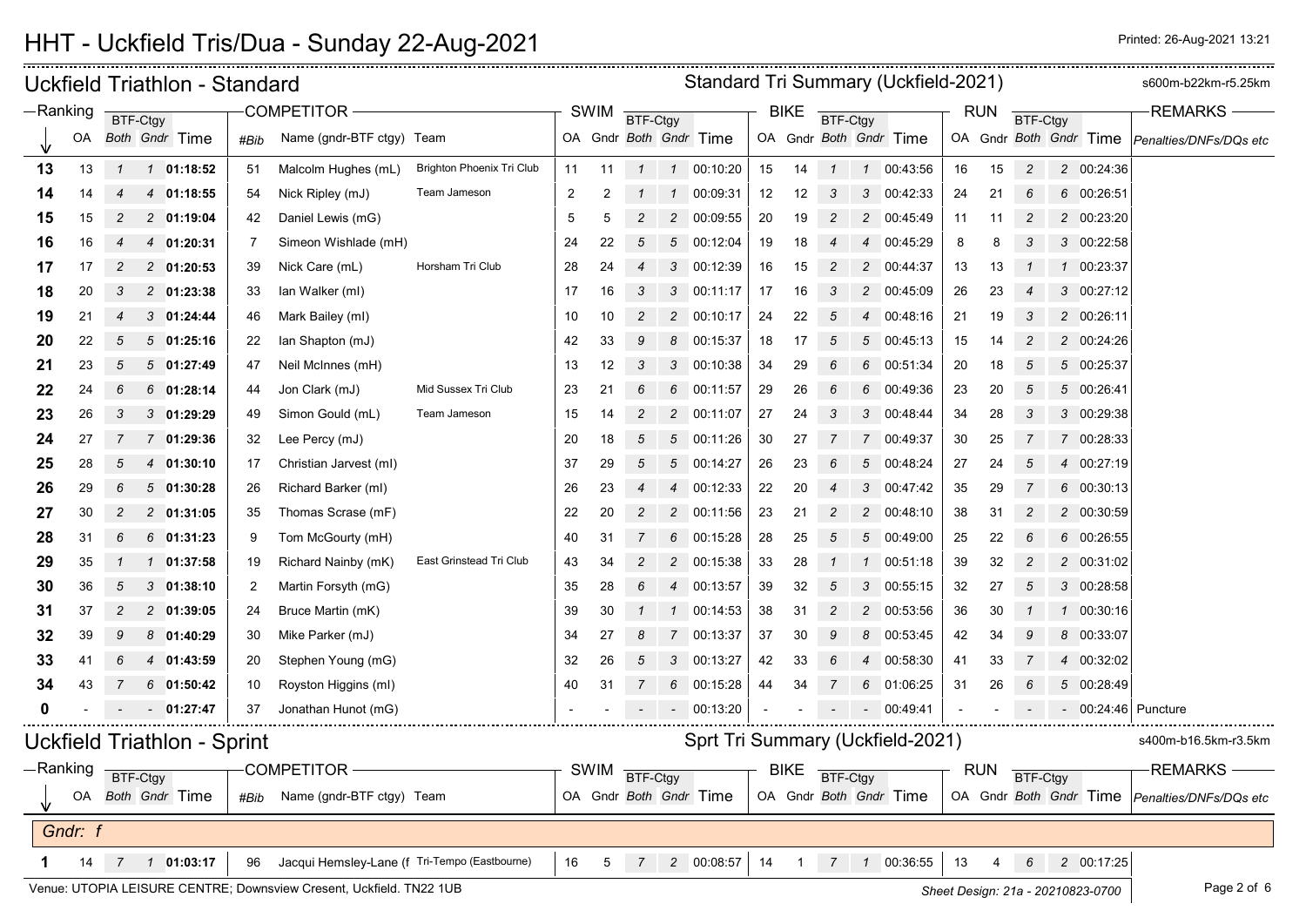# HHT - Uckfield Tris/Dua - Sunday 22-Aug-2021

Printed: 26-Aug-2021 13:21

## Uckfield Triathlon - Standard

Standard Tri Summary (Uckfield-2021) — s600m-b22km-r5.25km

| Ranking | OA | BTF-Ctgy Both | BTF-Ctgy Gndr | Time | #Bib | Name (gndr-BTF ctgy) | Team | SWIM OA | SWIM Gndr | SWIM BTF-Ctgy Both | SWIM BTF-Ctgy Gndr | SWIM Time | BIKE OA | BIKE Gndr | BIKE BTF-Ctgy Both | BIKE BTF-Ctgy Gndr | BIKE Time | RUN OA | RUN Gndr | RUN BTF-Ctgy Both | RUN BTF-Ctgy Gndr | RUN Time | REMARKS Penalties/DNFs/DQs etc |
|---|---|---|---|---|---|---|---|---|---|---|---|---|---|---|---|---|---|---|---|---|---|---|---|
| 13 | 13 | 1 | 1 | **01:18:52** | 51 | Malcolm Hughes (mL) | Brighton Phoenix Tri Club | 11 | 11 | 1 | 1 | 00:10:20 | 15 | 14 | 1 | 1 | 00:43:56 | 16 | 15 | 2 | 2 | 00:24:36 | |
| 14 | 14 | 4 | 4 | **01:18:55** | 54 | Nick Ripley (mJ) | Team Jameson | 2 | 2 | 1 | 1 | 00:09:31 | 12 | 12 | 3 | 3 | 00:42:33 | 24 | 21 | 6 | 6 | 00:26:51 | |
| 15 | 15 | 2 | 2 | **01:19:04** | 42 | Daniel Lewis (mG) | | 5 | 5 | 2 | 2 | 00:09:55 | 20 | 19 | 2 | 2 | 00:45:49 | 11 | 11 | 2 | 2 | 00:23:20 | |
| 16 | 16 | 4 | 4 | **01:20:31** | 7 | Simeon Wishlade (mH) | | 24 | 22 | 5 | 5 | 00:12:04 | 19 | 18 | 4 | 4 | 00:45:29 | 8 | 8 | 3 | 3 | 00:22:58 | |
| 17 | 17 | 2 | 2 | **01:20:53** | 39 | Nick Care (mL) | Horsham Tri Club | 28 | 24 | 4 | 3 | 00:12:39 | 16 | 15 | 2 | 2 | 00:44:37 | 13 | 13 | 1 | 1 | 00:23:37 | |
| 18 | 20 | 3 | 2 | **01:23:38** | 33 | Ian Walker (mI) | | 17 | 16 | 3 | 3 | 00:11:17 | 17 | 16 | 3 | 2 | 00:45:09 | 26 | 23 | 4 | 3 | 00:27:12 | |
| 19 | 21 | 4 | 3 | **01:24:44** | 46 | Mark Bailey (mI) | | 10 | 10 | 2 | 2 | 00:10:17 | 24 | 22 | 5 | 4 | 00:48:16 | 21 | 19 | 3 | 2 | 00:26:11 | |
| 20 | 22 | 5 | 5 | **01:25:16** | 22 | Ian Shapton (mJ) | | 42 | 33 | 9 | 8 | 00:15:37 | 18 | 17 | 5 | 5 | 00:45:13 | 15 | 14 | 2 | 2 | 00:24:26 | |
| 21 | 23 | 5 | 5 | **01:27:49** | 47 | Neil McInnes (mH) | | 13 | 12 | 3 | 3 | 00:10:38 | 34 | 29 | 6 | 6 | 00:51:34 | 20 | 18 | 5 | 5 | 00:25:37 | |
| 22 | 24 | 6 | 6 | **01:28:14** | 44 | Jon Clark (mJ) | Mid Sussex Tri Club | 23 | 21 | 6 | 6 | 00:11:57 | 29 | 26 | 6 | 6 | 00:49:36 | 23 | 20 | 5 | 5 | 00:26:41 | |
| 23 | 26 | 3 | 3 | **01:29:29** | 49 | Simon Gould (mL) | Team Jameson | 15 | 14 | 2 | 2 | 00:11:07 | 27 | 24 | 3 | 3 | 00:48:44 | 34 | 28 | 3 | 3 | 00:29:38 | |
| 24 | 27 | 7 | 7 | **01:29:36** | 32 | Lee Percy (mJ) | | 20 | 18 | 5 | 5 | 00:11:26 | 30 | 27 | 7 | 7 | 00:49:37 | 30 | 25 | 7 | 7 | 00:28:33 | |
| 25 | 28 | 5 | 4 | **01:30:10** | 17 | Christian Jarvest (mI) | | 37 | 29 | 5 | 5 | 00:14:27 | 26 | 23 | 6 | 5 | 00:48:24 | 27 | 24 | 5 | 4 | 00:27:19 | |
| 26 | 29 | 6 | 5 | **01:30:28** | 26 | Richard Barker (mI) | | 26 | 23 | 4 | 4 | 00:12:33 | 22 | 20 | 4 | 3 | 00:47:42 | 35 | 29 | 7 | 6 | 00:30:13 | |
| 27 | 30 | 2 | 2 | **01:31:05** | 35 | Thomas Scrase (mF) | | 22 | 20 | 2 | 2 | 00:11:56 | 23 | 21 | 2 | 2 | 00:48:10 | 38 | 31 | 2 | 2 | 00:30:59 | |
| 28 | 31 | 6 | 6 | **01:31:23** | 9 | Tom McGourty (mH) | | 40 | 31 | 7 | 6 | 00:15:28 | 28 | 25 | 5 | 5 | 00:49:00 | 25 | 22 | 6 | 6 | 00:26:55 | |
| 29 | 35 | 1 | 1 | **01:37:58** | 19 | Richard Nainby (mK) | East Grinstead Tri Club | 43 | 34 | 2 | 2 | 00:15:38 | 33 | 28 | 1 | 1 | 00:51:18 | 39 | 32 | 2 | 2 | 00:31:02 | |
| 30 | 36 | 5 | 3 | **01:38:10** | 2 | Martin Forsyth (mG) | | 35 | 28 | 6 | 4 | 00:13:57 | 39 | 32 | 5 | 3 | 00:55:15 | 32 | 27 | 5 | 3 | 00:28:58 | |
| 31 | 37 | 2 | 2 | **01:39:05** | 24 | Bruce Martin (mK) | | 39 | 30 | 1 | 1 | 00:14:53 | 38 | 31 | 2 | 2 | 00:53:56 | 36 | 30 | 1 | 1 | 00:30:16 | |
| 32 | 39 | 9 | 8 | **01:40:29** | 30 | Mike Parker (mJ) | | 34 | 27 | 8 | 7 | 00:13:37 | 37 | 30 | 9 | 8 | 00:53:45 | 42 | 34 | 9 | 8 | 00:33:07 | |
| 33 | 41 | 6 | 4 | **01:43:59** | 20 | Stephen Young (mG) | | 32 | 26 | 5 | 3 | 00:13:27 | 42 | 33 | 6 | 4 | 00:58:30 | 41 | 33 | 7 | 4 | 00:32:02 | |
| 34 | 43 | 7 | 6 | **01:50:42** | 10 | Royston Higgins (mI) | | 40 | 31 | 7 | 6 | 00:15:28 | 44 | 34 | 7 | 6 | 01:06:25 | 31 | 26 | 6 | 5 | 00:28:49 | |
| 0 | - | - | - | **01:27:47** | 37 | Jonathan Hunot (mG) | | - | - | - | - | 00:13:20 | - | - | - | - | 00:49:41 | - | - | - | - | 00:24:46 | Puncture |

## Uckfield Triathlon - Sprint

Sprt Tri Summary (Uckfield-2021) — s400m-b16.5km-r3.5km

| Ranking | OA | BTF-Ctgy Both | BTF-Ctgy Gndr | Time | #Bib | Name (gndr-BTF ctgy) | Team | SWIM OA | SWIM Gndr | SWIM BTF-Ctgy Both | SWIM BTF-Ctgy Gndr | SWIM Time | BIKE OA | BIKE Gndr | BIKE BTF-Ctgy Both | BIKE BTF-Ctgy Gndr | BIKE Time | RUN OA | RUN Gndr | RUN BTF-Ctgy Both | RUN BTF-Ctgy Gndr | RUN Time | REMARKS Penalties/DNFs/DQs etc |
|---|---|---|---|---|---|---|---|---|---|---|---|---|---|---|---|---|---|---|---|---|---|---|---|
| *Gndr: f* | | | | | | | | | | | | | | | | | | | | | | | |
| 1 | 14 | 7 | 1 | **01:03:17** | 96 | Jacqui Hemsley-Lane (f | Tri-Tempo (Eastbourne) | 16 | 5 | 7 | 2 | 00:08:57 | 14 | 1 | 7 | 1 | 00:36:55 | 13 | 4 | 6 | 2 | 00:17:25 | |

Venue: UTOPIA LEISURE CENTRE; Downsview Cresent, Uckfield. TN22 1UB

Sheet Design: 21a - 20210823-0700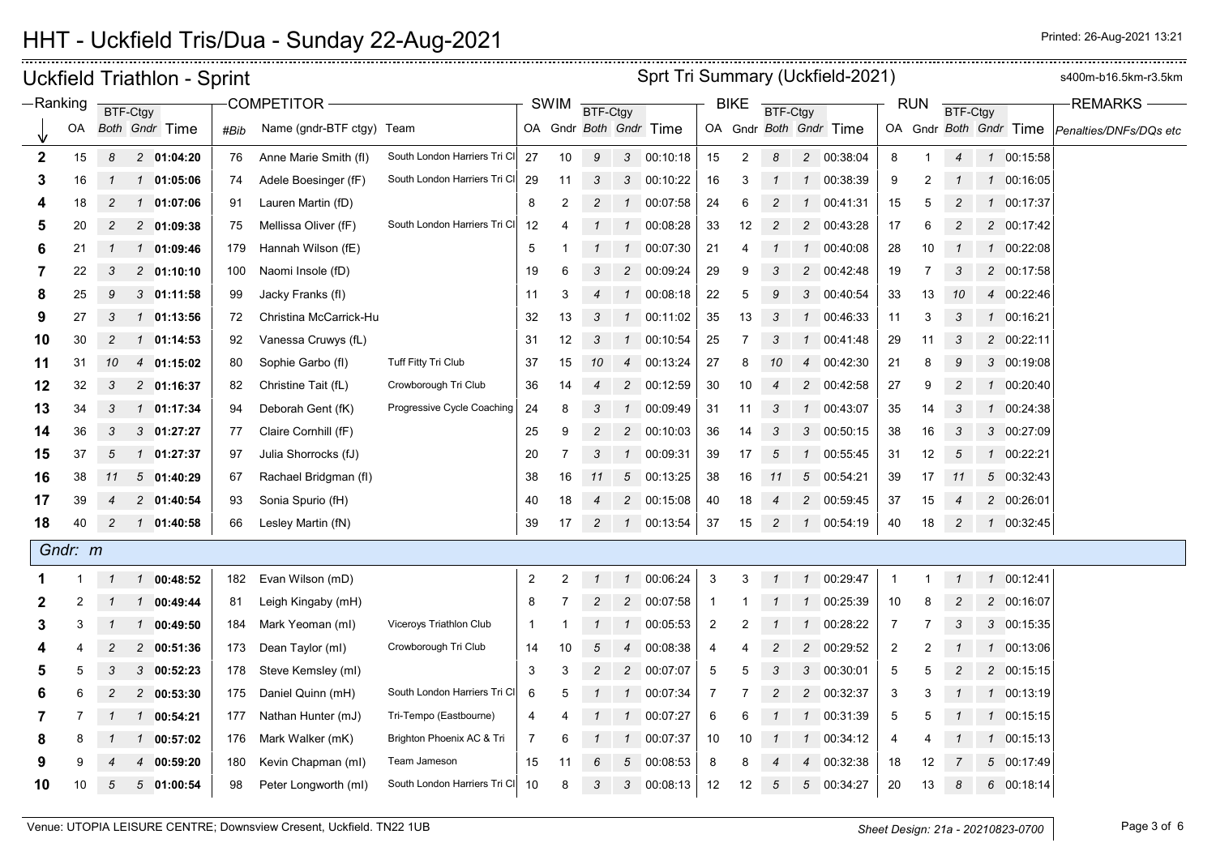# HHT - Uckfield Tris/Dua - Sunday 22-Aug-2021

Printed: 26-Aug-2021 13:21

## Uckfield Triathlon - Sprint

Sprt Tri Summary (Uckfield-2021)

s400m-b16.5km-r3.5km

| Ranking | | BTF-Ctgy | | | COMPETITOR | | | SWIM | | BTF-Ctgy | | | BIKE | | BTF-Ctgy | | | RUN | | BTF-Ctgy | | | REMARKS |
|---|---|---|---|---|---|---|---|---|---|---|---|---|---|---|---|---|---|---|---|---|---|---|---|
| ↓ | OA | Both | Gndr | Time | #Bib | Name (gndr-BTF ctgy) | Team | OA | Gndr | Both | Gndr | Time | OA | Gndr | Both | Gndr | Time | OA | Gndr | Both | Gndr | Time | Penalties/DNFs/DQs etc |
| **2** | 15 | 8 | 2 | **01:04:20** | 76 | Anne Marie Smith (fI) | South London Harriers Tri Cl | 27 | 10 | 9 | 3 | 00:10:18 | 15 | 2 | 8 | 2 | 00:38:04 | 8 | 1 | 4 | 1 | 00:15:58 | |
| **3** | 16 | 1 | 1 | **01:05:06** | 74 | Adele Boesinger (fF) | South London Harriers Tri Cl | 29 | 11 | 3 | 3 | 00:10:22 | 16 | 3 | 1 | 1 | 00:38:39 | 9 | 2 | 1 | 1 | 00:16:05 | |
| **4** | 18 | 2 | 1 | **01:07:06** | 91 | Lauren Martin (fD) | | 8 | 2 | 2 | 1 | 00:07:58 | 24 | 6 | 2 | 1 | 00:41:31 | 15 | 5 | 2 | 1 | 00:17:37 | |
| **5** | 20 | 2 | 2 | **01:09:38** | 75 | Mellissa Oliver (fF) | South London Harriers Tri Cl | 12 | 4 | 1 | 1 | 00:08:28 | 33 | 12 | 2 | 2 | 00:43:28 | 17 | 6 | 2 | 2 | 00:17:42 | |
| **6** | 21 | 1 | 1 | **01:09:46** | 179 | Hannah Wilson (fE) | | 5 | 1 | 1 | 1 | 00:07:30 | 21 | 4 | 1 | 1 | 00:40:08 | 28 | 10 | 1 | 1 | 00:22:08 | |
| **7** | 22 | 3 | 2 | **01:10:10** | 100 | Naomi Insole (fD) | | 19 | 6 | 3 | 2 | 00:09:24 | 29 | 9 | 3 | 2 | 00:42:48 | 19 | 7 | 3 | 2 | 00:17:58 | |
| **8** | 25 | 9 | 3 | **01:11:58** | 99 | Jacky Franks (fI) | | 11 | 3 | 4 | 1 | 00:08:18 | 22 | 5 | 9 | 3 | 00:40:54 | 33 | 13 | 10 | 4 | 00:22:46 | |
| **9** | 27 | 3 | 1 | **01:13:56** | 72 | Christina McCarrick-Hu | | 32 | 13 | 3 | 1 | 00:11:02 | 35 | 13 | 3 | 1 | 00:46:33 | 11 | 3 | 3 | 1 | 00:16:21 | |
| **10** | 30 | 2 | 1 | **01:14:53** | 92 | Vanessa Cruwys (fL) | | 31 | 12 | 3 | 1 | 00:10:54 | 25 | 7 | 3 | 1 | 00:41:48 | 29 | 11 | 3 | 2 | 00:22:11 | |
| **11** | 31 | 10 | 4 | **01:15:02** | 80 | Sophie Garbo (fI) | Tuff Fitty Tri Club | 37 | 15 | 10 | 4 | 00:13:24 | 27 | 8 | 10 | 4 | 00:42:30 | 21 | 8 | 9 | 3 | 00:19:08 | |
| **12** | 32 | 3 | 2 | **01:16:37** | 82 | Christine Tait (fL) | Crowborough Tri Club | 36 | 14 | 4 | 2 | 00:12:59 | 30 | 10 | 4 | 2 | 00:42:58 | 27 | 9 | 2 | 1 | 00:20:40 | |
| **13** | 34 | 3 | 1 | **01:17:34** | 94 | Deborah Gent (fK) | Progressive Cycle Coaching | 24 | 8 | 3 | 1 | 00:09:49 | 31 | 11 | 3 | 1 | 00:43:07 | 35 | 14 | 3 | 1 | 00:24:38 | |
| **14** | 36 | 3 | 3 | **01:27:27** | 77 | Claire Cornhill (fF) | | 25 | 9 | 2 | 2 | 00:10:03 | 36 | 14 | 3 | 3 | 00:50:15 | 38 | 16 | 3 | 3 | 00:27:09 | |
| **15** | 37 | 5 | 1 | **01:27:37** | 97 | Julia Shorrocks (fJ) | | 20 | 7 | 3 | 1 | 00:09:31 | 39 | 17 | 5 | 1 | 00:55:45 | 31 | 12 | 5 | 1 | 00:22:21 | |
| **16** | 38 | 11 | 5 | **01:40:29** | 67 | Rachael Bridgman (fI) | | 38 | 16 | 11 | 5 | 00:13:25 | 38 | 16 | 11 | 5 | 00:54:21 | 39 | 17 | 11 | 5 | 00:32:43 | |
| **17** | 39 | 4 | 2 | **01:40:54** | 93 | Sonia Spurio (fH) | | 40 | 18 | 4 | 2 | 00:15:08 | 40 | 18 | 4 | 2 | 00:59:45 | 37 | 15 | 4 | 2 | 00:26:01 | |
| **18** | 40 | 2 | 1 | **01:40:58** | 66 | Lesley Martin (fN) | | 39 | 17 | 2 | 1 | 00:13:54 | 37 | 15 | 2 | 1 | 00:54:19 | 40 | 18 | 2 | 1 | 00:32:45 | |
| *Gndr: m* | | | | | | | | | | | | | | | | | | | | | | | |
| **1** | 1 | 1 | 1 | **00:48:52** | 182 | Evan Wilson (mD) | | 2 | 2 | 1 | 1 | 00:06:24 | 3 | 3 | 1 | 1 | 00:29:47 | 1 | 1 | 1 | 1 | 00:12:41 | |
| **2** | 2 | 1 | 1 | **00:49:44** | 81 | Leigh Kingaby (mH) | | 8 | 7 | 2 | 2 | 00:07:58 | 1 | 1 | 1 | 1 | 00:25:39 | 10 | 8 | 2 | 2 | 00:16:07 | |
| **3** | 3 | 1 | 1 | **00:49:50** | 184 | Mark Yeoman (mI) | Viceroys Triathlon Club | 1 | 1 | 1 | 1 | 00:05:53 | 2 | 2 | 1 | 1 | 00:28:22 | 7 | 7 | 3 | 3 | 00:15:35 | |
| **4** | 4 | 2 | 2 | **00:51:36** | 173 | Dean Taylor (mI) | Crowborough Tri Club | 14 | 10 | 5 | 4 | 00:08:38 | 4 | 4 | 2 | 2 | 00:29:52 | 2 | 2 | 1 | 1 | 00:13:06 | |
| **5** | 5 | 3 | 3 | **00:52:23** | 178 | Steve Kemsley (mI) | | 3 | 3 | 2 | 2 | 00:07:07 | 5 | 5 | 3 | 3 | 00:30:01 | 5 | 5 | 2 | 2 | 00:15:15 | |
| **6** | 6 | 2 | 2 | **00:53:30** | 175 | Daniel Quinn (mH) | South London Harriers Tri Cl | 6 | 5 | 1 | 1 | 00:07:34 | 7 | 7 | 2 | 2 | 00:32:37 | 3 | 3 | 1 | 1 | 00:13:19 | |
| **7** | 7 | 1 | 1 | **00:54:21** | 177 | Nathan Hunter (mJ) | Tri-Tempo (Eastbourne) | 4 | 4 | 1 | 1 | 00:07:27 | 6 | 6 | 1 | 1 | 00:31:39 | 5 | 5 | 1 | 1 | 00:15:15 | |
| **8** | 8 | 1 | 1 | **00:57:02** | 176 | Mark Walker (mK) | Brighton Phoenix AC & Tri | 7 | 6 | 1 | 1 | 00:07:37 | 10 | 10 | 1 | 1 | 00:34:12 | 4 | 4 | 1 | 1 | 00:15:13 | |
| **9** | 9 | 4 | 4 | **00:59:20** | 180 | Kevin Chapman (mI) | Team Jameson | 15 | 11 | 6 | 5 | 00:08:53 | 8 | 8 | 4 | 4 | 00:32:38 | 18 | 12 | 7 | 5 | 00:17:49 | |
| **10** | 10 | 5 | 5 | **01:00:54** | 98 | Peter Longworth (mI) | South London Harriers Tri Cl | 10 | 8 | 3 | 3 | 00:08:13 | 12 | 12 | 5 | 5 | 00:34:27 | 20 | 13 | 8 | 6 | 00:18:14 | |

Venue: UTOPIA LEISURE CENTRE; Downsview Cresent, Uckfield. TN22 1UB

Sheet Design: 21a - 20210823-0700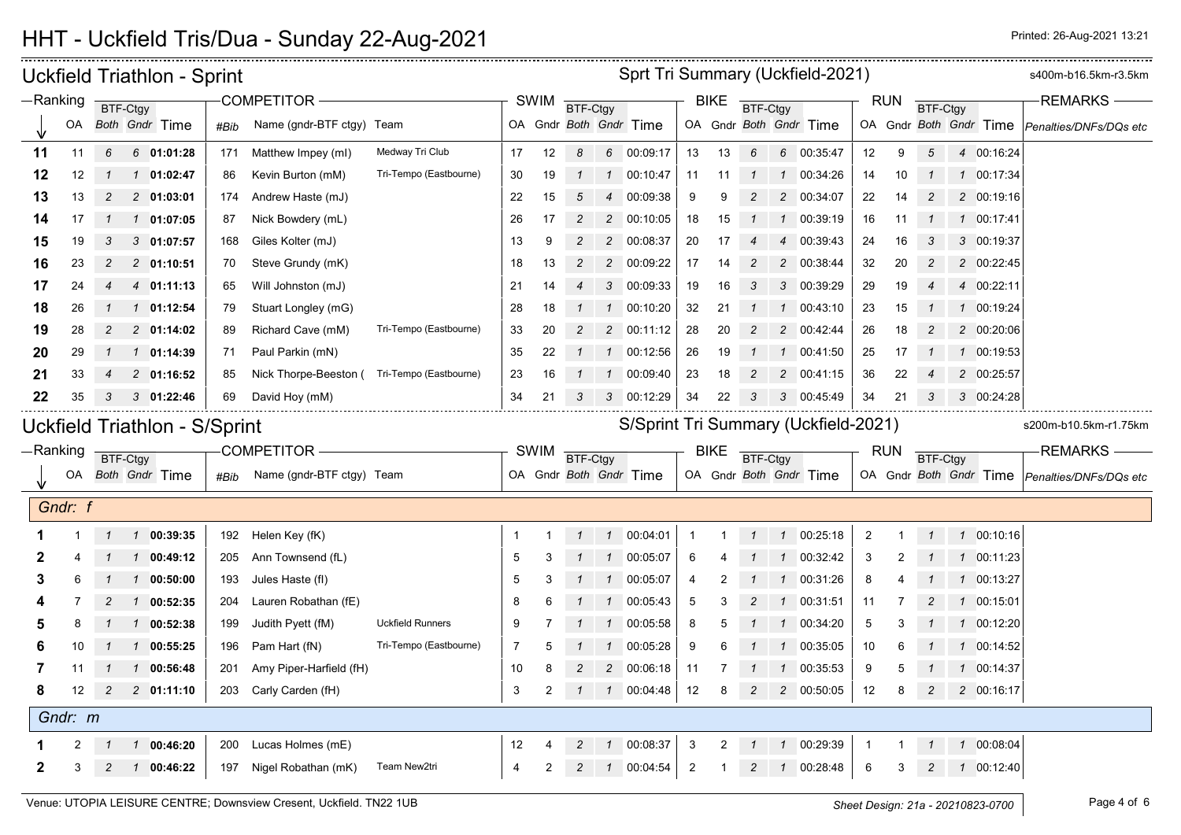# HHT - Uckfield Tris/Dua - Sunday 22-Aug-2021

Printed: 26-Aug-2021 13:21

## Uckfield Triathlon - Sprint

Sprt Tri Summary (Uckfield-2021) — s400m-b16.5km-r3.5km

| Ranking | | BTF-Ctgy | | | COMPETITOR | | | SWIM | | BTF-Ctgy | | | BIKE | | BTF-Ctgy | | | RUN | | BTF-Ctgy | | | REMARKS |
|---|---|---|---|---|---|---|---|---|---|---|---|---|---|---|---|---|---|---|---|---|---|---|---|
| ↓ | OA | Both | Gndr | Time | #Bib | Name (gndr-BTF ctgy) | Team | OA | Gndr | Both | Gndr | Time | OA | Gndr | Both | Gndr | Time | OA | Gndr | Both | Gndr | Time | Penalties/DNFs/DQs etc |
| 11 | 11 | 6 | 6 | 01:01:28 | 171 | Matthew Impey (mI) | Medway Tri Club | 17 | 12 | 8 | 6 | 00:09:17 | 13 | 13 | 6 | 6 | 00:35:47 | 12 | 9 | 5 | 4 | 00:16:24 | |
| 12 | 12 | 1 | 1 | 01:02:47 | 86 | Kevin Burton (mM) | Tri-Tempo (Eastbourne) | 30 | 19 | 1 | 1 | 00:10:47 | 11 | 11 | 1 | 1 | 00:34:26 | 14 | 10 | 1 | 1 | 00:17:34 | |
| 13 | 13 | 2 | 2 | 01:03:01 | 174 | Andrew Haste (mJ) | | 22 | 15 | 5 | 4 | 00:09:38 | 9 | 9 | 2 | 2 | 00:34:07 | 22 | 14 | 2 | 2 | 00:19:16 | |
| 14 | 17 | 1 | 1 | 01:07:05 | 87 | Nick Bowdery (mL) | | 26 | 17 | 2 | 2 | 00:10:05 | 18 | 15 | 1 | 1 | 00:39:19 | 16 | 11 | 1 | 1 | 00:17:41 | |
| 15 | 19 | 3 | 3 | 01:07:57 | 168 | Giles Kolter (mJ) | | 13 | 9 | 2 | 2 | 00:08:37 | 20 | 17 | 4 | 4 | 00:39:43 | 24 | 16 | 3 | 3 | 00:19:37 | |
| 16 | 23 | 2 | 2 | 01:10:51 | 70 | Steve Grundy (mK) | | 18 | 13 | 2 | 2 | 00:09:22 | 17 | 14 | 2 | 2 | 00:38:44 | 32 | 20 | 2 | 2 | 00:22:45 | |
| 17 | 24 | 4 | 4 | 01:11:13 | 65 | Will Johnston (mJ) | | 21 | 14 | 4 | 3 | 00:09:33 | 19 | 16 | 3 | 3 | 00:39:29 | 29 | 19 | 4 | 4 | 00:22:11 | |
| 18 | 26 | 1 | 1 | 01:12:54 | 79 | Stuart Longley (mG) | | 28 | 18 | 1 | 1 | 00:10:20 | 32 | 21 | 1 | 1 | 00:43:10 | 23 | 15 | 1 | 1 | 00:19:24 | |
| 19 | 28 | 2 | 2 | 01:14:02 | 89 | Richard Cave (mM) | Tri-Tempo (Eastbourne) | 33 | 20 | 2 | 2 | 00:11:12 | 28 | 20 | 2 | 2 | 00:42:44 | 26 | 18 | 2 | 2 | 00:20:06 | |
| 20 | 29 | 1 | 1 | 01:14:39 | 71 | Paul Parkin (mN) | | 35 | 22 | 1 | 1 | 00:12:56 | 26 | 19 | 1 | 1 | 00:41:50 | 25 | 17 | 1 | 1 | 00:19:53 | |
| 21 | 33 | 4 | 2 | 01:16:52 | 85 | Nick Thorpe-Beeston ( | Tri-Tempo (Eastbourne) | 23 | 16 | 1 | 1 | 00:09:40 | 23 | 18 | 2 | 2 | 00:41:15 | 36 | 22 | 4 | 2 | 00:25:57 | |
| 22 | 35 | 3 | 3 | 01:22:46 | 69 | David Hoy (mM) | | 34 | 21 | 3 | 3 | 00:12:29 | 34 | 22 | 3 | 3 | 00:45:49 | 34 | 21 | 3 | 3 | 00:24:28 | |

## Uckfield Triathlon - S/Sprint

S/Sprint Tri Summary (Uckfield-2021) — s200m-b10.5km-r1.75km

| Ranking | | BTF-Ctgy | | | COMPETITOR | | | SWIM | | BTF-Ctgy | | | BIKE | | BTF-Ctgy | | | RUN | | BTF-Ctgy | | | REMARKS |
|---|---|---|---|---|---|---|---|---|---|---|---|---|---|---|---|---|---|---|---|---|---|---|---|
| ↓ | OA | Both | Gndr | Time | #Bib | Name (gndr-BTF ctgy) | Team | OA | Gndr | Both | Gndr | Time | OA | Gndr | Both | Gndr | Time | OA | Gndr | Both | Gndr | Time | Penalties/DNFs/DQs etc |
| *Gndr: f* | | | | | | | | | | | | | | | | | | | | | | | |
| 1 | 1 | 1 | 1 | 00:39:35 | 192 | Helen Key (fK) | | 1 | 1 | 1 | 1 | 00:04:01 | 1 | 1 | 1 | 1 | 00:25:18 | 2 | 1 | 1 | 1 | 00:10:16 | |
| 2 | 4 | 1 | 1 | 00:49:12 | 205 | Ann Townsend (fL) | | 5 | 3 | 1 | 1 | 00:05:07 | 6 | 4 | 1 | 1 | 00:32:42 | 3 | 2 | 1 | 1 | 00:11:23 | |
| 3 | 6 | 1 | 1 | 00:50:00 | 193 | Jules Haste (fI) | | 5 | 3 | 1 | 1 | 00:05:07 | 4 | 2 | 1 | 1 | 00:31:26 | 8 | 4 | 1 | 1 | 00:13:27 | |
| 4 | 7 | 2 | 1 | 00:52:35 | 204 | Lauren Robathan (fE) | | 8 | 6 | 1 | 1 | 00:05:43 | 5 | 3 | 2 | 1 | 00:31:51 | 11 | 7 | 2 | 1 | 00:15:01 | |
| 5 | 8 | 1 | 1 | 00:52:38 | 199 | Judith Pyett (fM) | Uckfield Runners | 9 | 7 | 1 | 1 | 00:05:58 | 8 | 5 | 1 | 1 | 00:34:20 | 5 | 3 | 1 | 1 | 00:12:20 | |
| 6 | 10 | 1 | 1 | 00:55:25 | 196 | Pam Hart (fN) | Tri-Tempo (Eastbourne) | 7 | 5 | 1 | 1 | 00:05:28 | 9 | 6 | 1 | 1 | 00:35:05 | 10 | 6 | 1 | 1 | 00:14:52 | |
| 7 | 11 | 1 | 1 | 00:56:48 | 201 | Amy Piper-Harfield (fH) | | 10 | 8 | 2 | 2 | 00:06:18 | 11 | 7 | 1 | 1 | 00:35:53 | 9 | 5 | 1 | 1 | 00:14:37 | |
| 8 | 12 | 2 | 2 | 01:11:10 | 203 | Carly Carden (fH) | | 3 | 2 | 1 | 1 | 00:04:48 | 12 | 8 | 2 | 2 | 00:50:05 | 12 | 8 | 2 | 2 | 00:16:17 | |
| *Gndr: m* | | | | | | | | | | | | | | | | | | | | | | | |
| 1 | 2 | 1 | 1 | 00:46:20 | 200 | Lucas Holmes (mE) | | 12 | 4 | 2 | 1 | 00:08:37 | 3 | 2 | 1 | 1 | 00:29:39 | 1 | 1 | 1 | 1 | 00:08:04 | |
| 2 | 3 | 2 | 1 | 00:46:22 | 197 | Nigel Robathan (mK) | Team New2tri | 4 | 2 | 2 | 1 | 00:04:54 | 2 | 1 | 2 | 1 | 00:28:48 | 6 | 3 | 2 | 1 | 00:12:40 | |

Venue: UTOPIA LEISURE CENTRE; Downsview Cresent, Uckfield. TN22 1UB

Sheet Design: 21a - 20210823-0700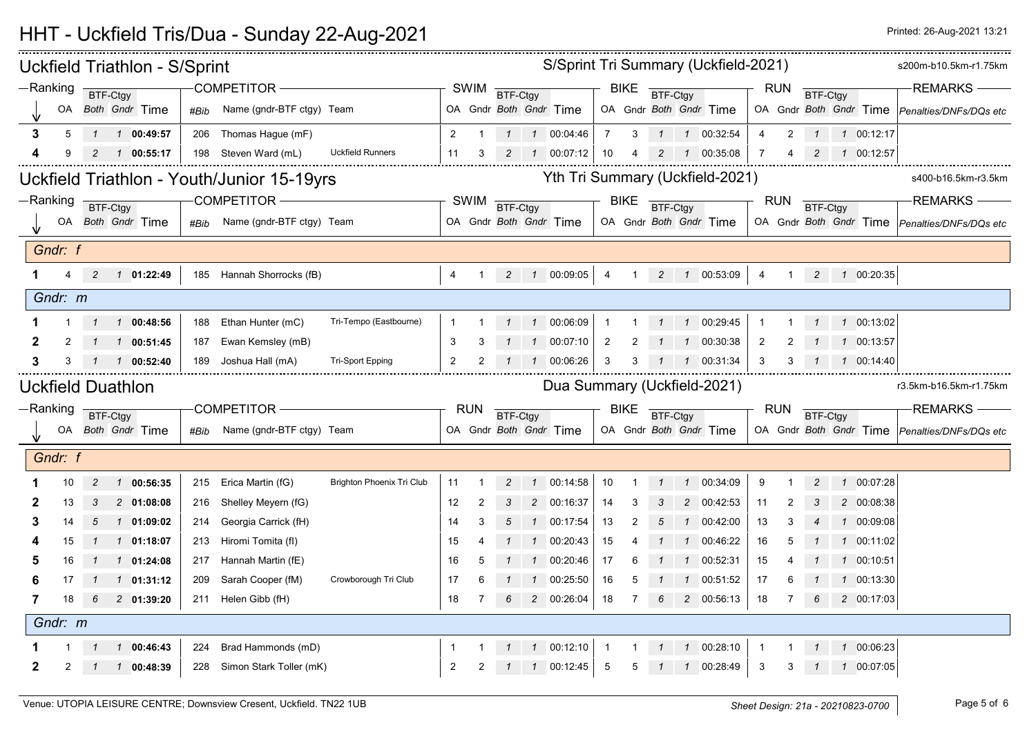# HHT - Uckfield Tris/Dua - Sunday 22-Aug-2021

Printed: 26-Aug-2021 13:21

## Uckfield Triathlon - S/Sprint

S/Sprint Tri Summary (Uckfield-2021) — s200m-b10.5km-r1.75km

| Ranking | OA | BTF-Ctgy Both | BTF-Ctgy Gndr | Time | #Bib | Name (gndr-BTF ctgy) | Team | SWIM OA | SWIM Gndr | SWIM BTF-Ctgy Both | SWIM BTF-Ctgy Gndr | SWIM Time | BIKE OA | BIKE Gndr | BIKE BTF-Ctgy Both | BIKE BTF-Ctgy Gndr | BIKE Time | RUN OA | RUN Gndr | RUN BTF-Ctgy Both | RUN BTF-Ctgy Gndr | RUN Time | REMARKS Penalties/DNFs/DQs etc |
|---|---|---|---|---|---|---|---|---|---|---|---|---|---|---|---|---|---|---|---|---|---|---|---|
| 3 | 5 | 1 | 1 | 00:49:57 | 206 | Thomas Hague (mF) | | 2 | 1 | 1 | 1 | 00:04:46 | 7 | 3 | 1 | 1 | 00:32:54 | 4 | 2 | 1 | 1 | 00:12:17 | |
| 4 | 9 | 2 | 1 | 00:55:17 | 198 | Steven Ward (mL) | Uckfield Runners | 11 | 3 | 2 | 1 | 00:07:12 | 10 | 4 | 2 | 1 | 00:35:08 | 7 | 4 | 2 | 1 | 00:12:57 | |

## Uckfield Triathlon - Youth/Junior 15-19yrs

Yth Tri Summary (Uckfield-2021) — s400-b16.5km-r3.5km

| Ranking | OA | BTF-Ctgy Both | BTF-Ctgy Gndr | Time | #Bib | Name (gndr-BTF ctgy) | Team | SWIM OA | SWIM Gndr | SWIM BTF-Ctgy Both | SWIM BTF-Ctgy Gndr | SWIM Time | BIKE OA | BIKE Gndr | BIKE BTF-Ctgy Both | BIKE BTF-Ctgy Gndr | BIKE Time | RUN OA | RUN Gndr | RUN BTF-Ctgy Both | RUN BTF-Ctgy Gndr | RUN Time | REMARKS Penalties/DNFs/DQs etc |
|---|---|---|---|---|---|---|---|---|---|---|---|---|---|---|---|---|---|---|---|---|---|---|---|
| *Gndr: f* | | | | | | | | | | | | | | | | | | | | | | | |
| 1 | 4 | 2 | 1 | 01:22:49 | 185 | Hannah Shorrocks (fB) | | 4 | 1 | 2 | 1 | 00:09:05 | 4 | 1 | 2 | 1 | 00:53:09 | 4 | 1 | 2 | 1 | 00:20:35 | |
| *Gndr: m* | | | | | | | | | | | | | | | | | | | | | | | |
| 1 | 1 | 1 | 1 | 00:48:56 | 188 | Ethan Hunter (mC) | Tri-Tempo (Eastbourne) | 1 | 1 | 1 | 1 | 00:06:09 | 1 | 1 | 1 | 1 | 00:29:45 | 1 | 1 | 1 | 1 | 00:13:02 | |
| 2 | 2 | 1 | 1 | 00:51:45 | 187 | Ewan Kemsley (mB) | | 3 | 3 | 1 | 1 | 00:07:10 | 2 | 2 | 1 | 1 | 00:30:38 | 2 | 2 | 1 | 1 | 00:13:57 | |
| 3 | 3 | 1 | 1 | 00:52:40 | 189 | Joshua Hall (mA) | Tri-Sport Epping | 2 | 2 | 1 | 1 | 00:06:26 | 3 | 3 | 1 | 1 | 00:31:34 | 3 | 3 | 1 | 1 | 00:14:40 | |

## Uckfield Duathlon

Dua Summary (Uckfield-2021) — r3.5km-b16.5km-r1.75km

| Ranking | OA | BTF-Ctgy Both | BTF-Ctgy Gndr | Time | #Bib | Name (gndr-BTF ctgy) | Team | RUN OA | RUN Gndr | RUN BTF-Ctgy Both | RUN BTF-Ctgy Gndr | RUN Time | BIKE OA | BIKE Gndr | BIKE BTF-Ctgy Both | BIKE BTF-Ctgy Gndr | BIKE Time | RUN OA | RUN Gndr | RUN BTF-Ctgy Both | RUN BTF-Ctgy Gndr | RUN Time | REMARKS Penalties/DNFs/DQs etc |
|---|---|---|---|---|---|---|---|---|---|---|---|---|---|---|---|---|---|---|---|---|---|---|---|
| *Gndr: f* | | | | | | | | | | | | | | | | | | | | | | | |
| 1 | 10 | 2 | 1 | 00:56:35 | 215 | Erica Martin (fG) | Brighton Phoenix Tri Club | 11 | 1 | 2 | 1 | 00:14:58 | 10 | 1 | 1 | 1 | 00:34:09 | 9 | 1 | 2 | 1 | 00:07:28 | |
| 2 | 13 | 3 | 2 | 01:08:08 | 216 | Shelley Meyern (fG) | | 12 | 2 | 3 | 2 | 00:16:37 | 14 | 3 | 3 | 2 | 00:42:53 | 11 | 2 | 3 | 2 | 00:08:38 | |
| 3 | 14 | 5 | 1 | 01:09:02 | 214 | Georgia Carrick (fH) | | 14 | 3 | 5 | 1 | 00:17:54 | 13 | 2 | 5 | 1 | 00:42:00 | 13 | 3 | 4 | 1 | 00:09:08 | |
| 4 | 15 | 1 | 1 | 01:18:07 | 213 | Hiromi Tomita (fI) | | 15 | 4 | 1 | 1 | 00:20:43 | 15 | 4 | 1 | 1 | 00:46:22 | 16 | 5 | 1 | 1 | 00:11:02 | |
| 5 | 16 | 1 | 1 | 01:24:08 | 217 | Hannah Martin (fE) | | 16 | 5 | 1 | 1 | 00:20:46 | 17 | 6 | 1 | 1 | 00:52:31 | 15 | 4 | 1 | 1 | 00:10:51 | |
| 6 | 17 | 1 | 1 | 01:31:12 | 209 | Sarah Cooper (fM) | Crowborough Tri Club | 17 | 6 | 1 | 1 | 00:25:50 | 16 | 5 | 1 | 1 | 00:51:52 | 17 | 6 | 1 | 1 | 00:13:30 | |
| 7 | 18 | 6 | 2 | 01:39:20 | 211 | Helen Gibb (fH) | | 18 | 7 | 6 | 2 | 00:26:04 | 18 | 7 | 6 | 2 | 00:56:13 | 18 | 7 | 6 | 2 | 00:17:03 | |
| *Gndr: m* | | | | | | | | | | | | | | | | | | | | | | | |
| 1 | 1 | 1 | 1 | 00:46:43 | 224 | Brad Hammonds (mD) | | 1 | 1 | 1 | 1 | 00:12:10 | 1 | 1 | 1 | 1 | 00:28:10 | 1 | 1 | 1 | 1 | 00:06:23 | |
| 2 | 2 | 1 | 1 | 00:48:39 | 228 | Simon Stark Toller (mK) | | 2 | 2 | 1 | 1 | 00:12:45 | 5 | 5 | 1 | 1 | 00:28:49 | 3 | 3 | 1 | 1 | 00:07:05 | |

Venue: UTOPIA LEISURE CENTRE; Downsview Cresent, Uckfield. TN22 1UB

Sheet Design: 21a - 20210823-0700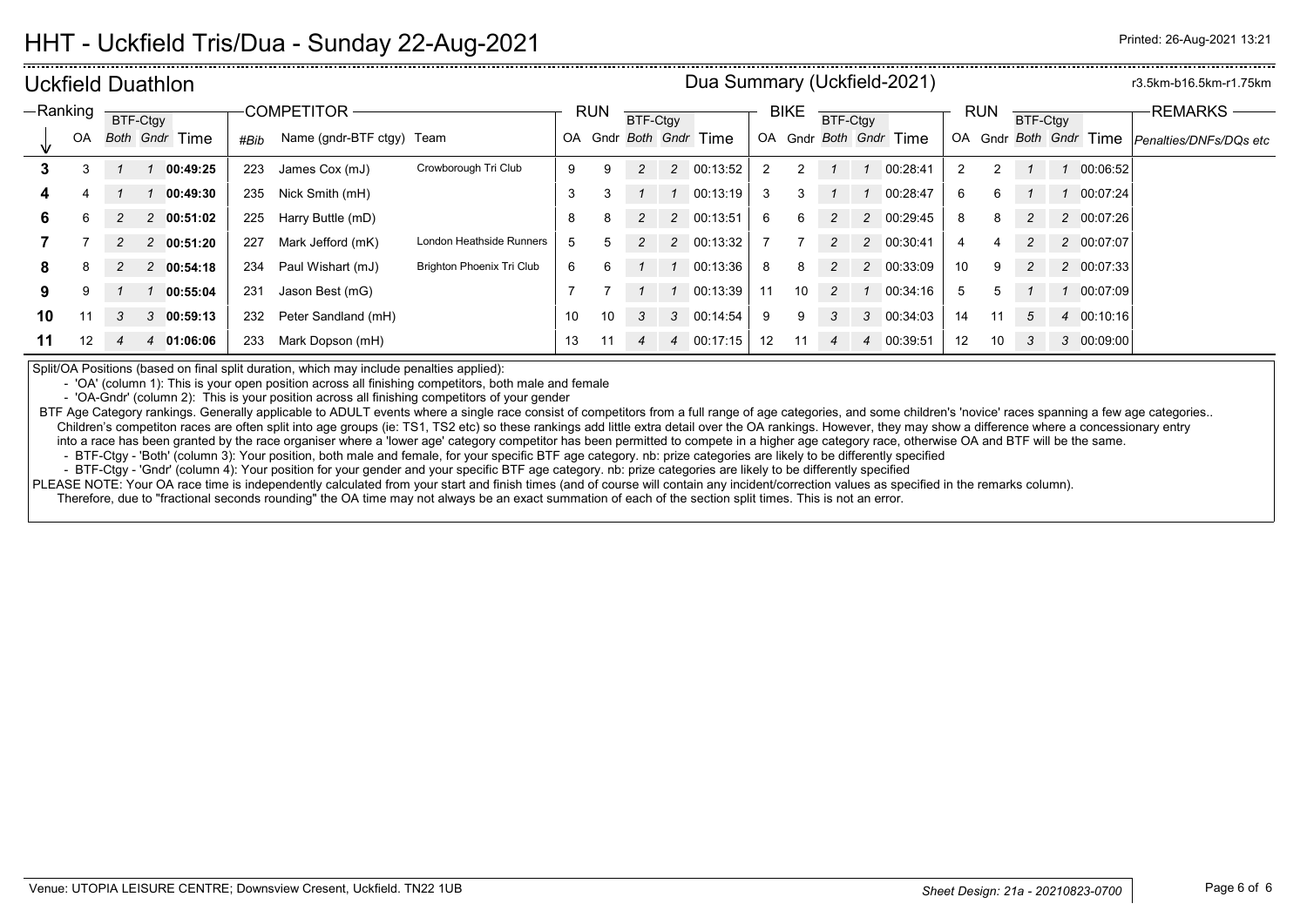# HHT - Uckfield Tris/Dua - Sunday 22-Aug-2021

Printed: 26-Aug-2021 13:21

## Uckfield Duathlon

Dua Summary (Uckfield-2021)

r3.5km-b16.5km-r1.75km

| Ranking | | BTF-Ctgy | | | COMPETITOR | | | RUN | | BTF-Ctgy | | | BIKE | | BTF-Ctgy | | | RUN | | BTF-Ctgy | | | REMARKS |
|---|---|---|---|---|---|---|---|---|---|---|---|---|---|---|---|---|---|---|---|---|---|---|---|
| ↓ | OA | Both | Gndr | Time | #Bib | Name (gndr-BTF ctgy) | Team | OA | Gndr | Both | Gndr | Time | OA | Gndr | Both | Gndr | Time | OA | Gndr | Both | Gndr | Time | Penalties/DNFs/DQs etc |
| **3** | 3 | 1 | 1 | **00:49:25** | 223 | James Cox (mJ) | Crowborough Tri Club | 9 | 9 | 2 | 2 | 00:13:52 | 2 | 2 | 1 | 1 | 00:28:41 | 2 | 2 | 1 | 1 | 00:06:52 | |
| **4** | 4 | 1 | 1 | **00:49:30** | 235 | Nick Smith (mH) | | 3 | 3 | 1 | 1 | 00:13:19 | 3 | 3 | 1 | 1 | 00:28:47 | 6 | 6 | 1 | 1 | 00:07:24 | |
| **6** | 6 | 2 | 2 | **00:51:02** | 225 | Harry Buttle (mD) | | 8 | 8 | 2 | 2 | 00:13:51 | 6 | 6 | 2 | 2 | 00:29:45 | 8 | 8 | 2 | 2 | 00:07:26 | |
| **7** | 7 | 2 | 2 | **00:51:20** | 227 | Mark Jefford (mK) | London Heathside Runners | 5 | 5 | 2 | 2 | 00:13:32 | 7 | 7 | 2 | 2 | 00:30:41 | 4 | 4 | 2 | 2 | 00:07:07 | |
| **8** | 8 | 2 | 2 | **00:54:18** | 234 | Paul Wishart (mJ) | Brighton Phoenix Tri Club | 6 | 6 | 1 | 1 | 00:13:36 | 8 | 8 | 2 | 2 | 00:33:09 | 10 | 9 | 2 | 2 | 00:07:33 | |
| **9** | 9 | 1 | 1 | **00:55:04** | 231 | Jason Best (mG) | | 7 | 7 | 1 | 1 | 00:13:39 | 11 | 10 | 2 | 1 | 00:34:16 | 5 | 5 | 1 | 1 | 00:07:09 | |
| **10** | 11 | 3 | 3 | **00:59:13** | 232 | Peter Sandland (mH) | | 10 | 10 | 3 | 3 | 00:14:54 | 9 | 9 | 3 | 3 | 00:34:03 | 14 | 11 | 5 | 4 | 00:10:16 | |
| **11** | 12 | 4 | 4 | **01:06:06** | 233 | Mark Dopson (mH) | | 13 | 11 | 4 | 4 | 00:17:15 | 12 | 11 | 4 | 4 | 00:39:51 | 12 | 10 | 3 | 3 | 00:09:00 | |

Split/OA Positions (based on final split duration, which may include penalties applied):
- 'OA' (column 1): This is your open position across all finishing competitors, both male and female
- 'OA-Gndr' (column 2): This is your position across all finishing competitors of your gender

BTF Age Category rankings. Generally applicable to ADULT events where a single race consist of competitors from a full range of age categories, and some children's 'novice' races spanning a few age categories.. Children's competiton races are often split into age groups (ie: TS1, TS2 etc) so these rankings add little extra detail over the OA rankings. However, they may show a difference where a concessionary entry into a race has been granted by the race organiser where a 'lower age' category competitor has been permitted to compete in a higher age category race, otherwise OA and BTF will be the same.
- BTF-Ctgy - 'Both' (column 3): Your position, both male and female, for your specific BTF age category. nb: prize categories are likely to be differently specified
- BTF-Ctgy - 'Gndr' (column 4): Your position for your gender and your specific BTF age category. nb: prize categories are likely to be differently specified

PLEASE NOTE: Your OA race time is independently calculated from your start and finish times (and of course will contain any incident/correction values as specified in the remarks column).
Therefore, due to "fractional seconds rounding" the OA time may not always be an exact summation of each of the section split times. This is not an error.

Venue: UTOPIA LEISURE CENTRE; Downsview Cresent, Uckfield. TN22 1UB

*Sheet Design: 21a - 20210823-0700*